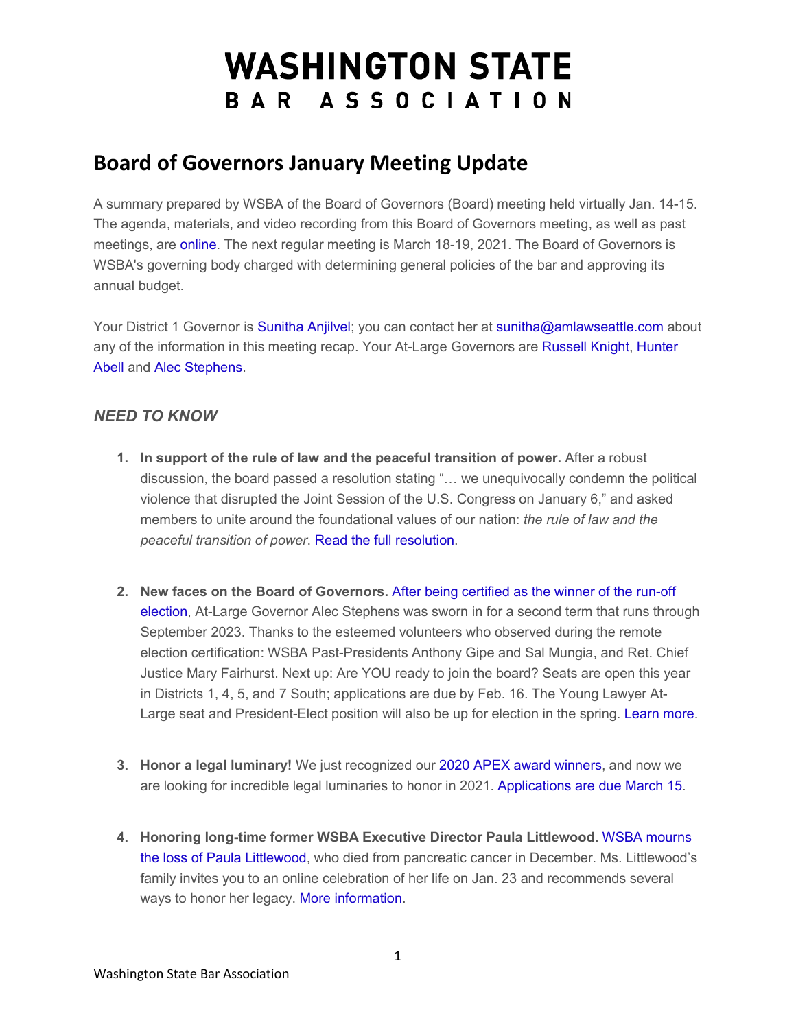# WASHINGTON STATE BAR ASSOCIATION

## Board of Governors January Meeting Update

A summary prepared by WSBA of the Board of Governors (Board) meeting held virtually Jan. 14-15. The agenda, materials, and video recording from this Board of Governors meeting, as well as past meetings, are online. The next regular meeting is March 18-19, 2021. The Board of Governors is WSBA's governing body charged with determining general policies of the bar and approving its annual budget.

Your District 1 Governor is Sunitha Anjilvel; you can contact her at sunitha@amlawseattle.com about any of the information in this meeting recap. Your At-Large Governors are Russell Knight, Hunter Abell and Alec Stephens.

### *NEED TO KNOW*

1. **In support of the rule of law and the peaceful transition of power.** After a robust discussion, the board passed a resolution stating "… we unequivocally condemn the political violence that disrupted the Joint Session of the U.S. Congress on January 6," and asked members to unite around the foundational values of our nation: *the rule of law and the peaceful transition of power*. Read the full resolution.

2. **New faces on the Board of Governors.** After being certified as the winner of the run-off election, At-Large Governor Alec Stephens was sworn in for a second term that runs through September 2023. Thanks to the esteemed volunteers who observed during the remote election certification: WSBA Past-Presidents Anthony Gipe and Sal Mungia, and Ret. Chief Justice Mary Fairhurst. Next up: Are YOU ready to join the board? Seats are open this year in Districts 1, 4, 5, and 7 South; applications are due by Feb. 16. The Young Lawyer At-Large seat and President-Elect position will also be up for election in the spring. Learn more.

3. **Honor a legal luminary!** We just recognized our 2020 APEX award winners, and now we are looking for incredible legal luminaries to honor in 2021. Applications are due March 15.

4. **Honoring long-time former WSBA Executive Director Paula Littlewood.** WSBA mourns the loss of Paula Littlewood, who died from pancreatic cancer in December. Ms. Littlewood's family invites you to an online celebration of her life on Jan. 23 and recommends several ways to honor her legacy. More information.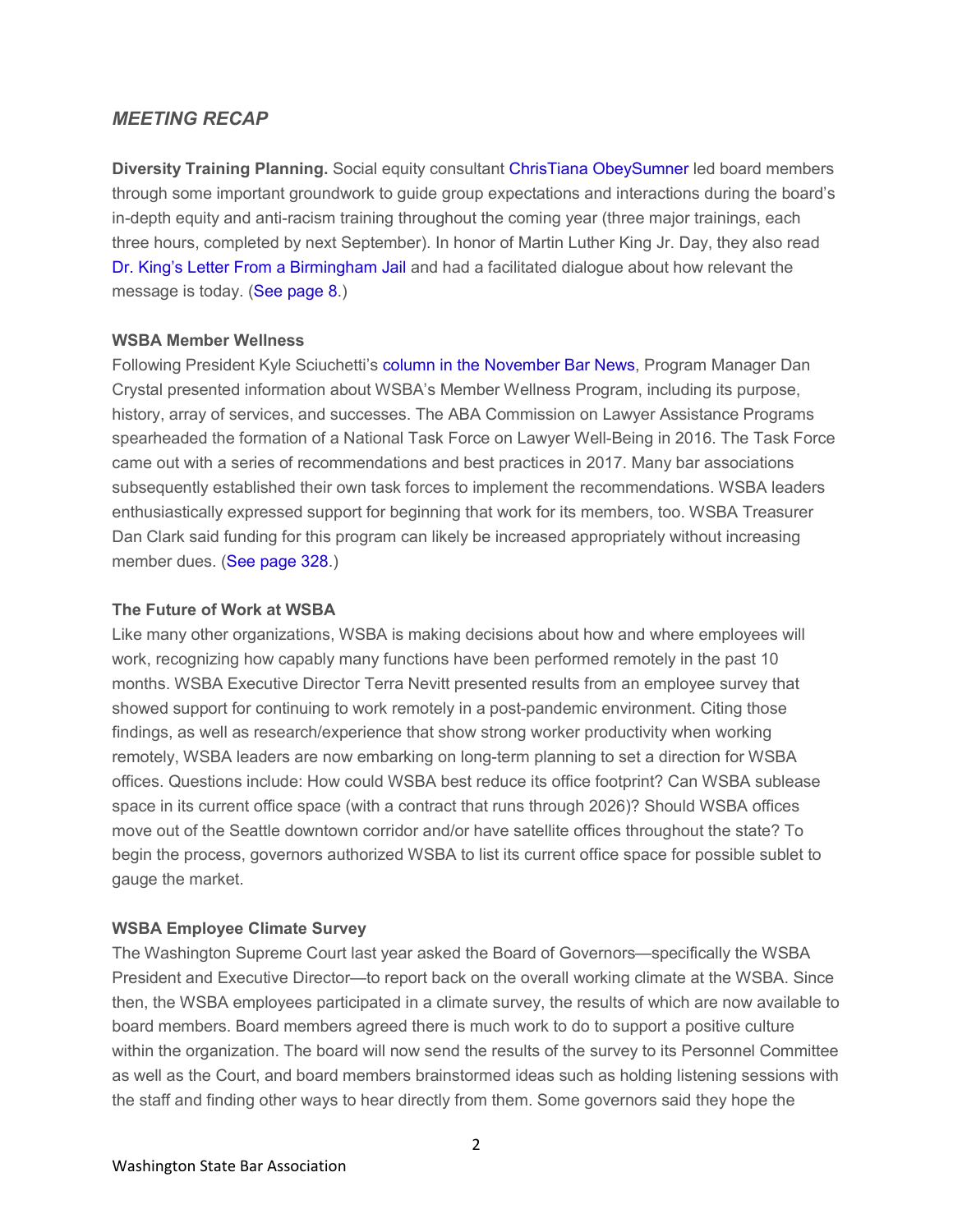## *MEETING RECAP*

**Diversity Training Planning.** Social equity consultant ChrisTiana ObeySumner led board members through some important groundwork to guide group expectations and interactions during the board's in-depth equity and anti-racism training throughout the coming year (three major trainings, each three hours, completed by next September). In honor of Martin Luther King Jr. Day, they also read Dr. King's Letter From a Birmingham Jail and had a facilitated dialogue about how relevant the message is today. (See page 8.)

**WSBA Member Wellness**

Following President Kyle Sciuchetti's column in the November Bar News, Program Manager Dan Crystal presented information about WSBA's Member Wellness Program, including its purpose, history, array of services, and successes. The ABA Commission on Lawyer Assistance Programs spearheaded the formation of a National Task Force on Lawyer Well-Being in 2016. The Task Force came out with a series of recommendations and best practices in 2017. Many bar associations subsequently established their own task forces to implement the recommendations. WSBA leaders enthusiastically expressed support for beginning that work for its members, too. WSBA Treasurer Dan Clark said funding for this program can likely be increased appropriately without increasing member dues. (See page 328.)

**The Future of Work at WSBA**

Like many other organizations, WSBA is making decisions about how and where employees will work, recognizing how capably many functions have been performed remotely in the past 10 months. WSBA Executive Director Terra Nevitt presented results from an employee survey that showed support for continuing to work remotely in a post-pandemic environment. Citing those findings, as well as research/experience that show strong worker productivity when working remotely, WSBA leaders are now embarking on long-term planning to set a direction for WSBA offices. Questions include: How could WSBA best reduce its office footprint? Can WSBA sublease space in its current office space (with a contract that runs through 2026)? Should WSBA offices move out of the Seattle downtown corridor and/or have satellite offices throughout the state? To begin the process, governors authorized WSBA to list its current office space for possible sublet to gauge the market.

**WSBA Employee Climate Survey**

The Washington Supreme Court last year asked the Board of Governors—specifically the WSBA President and Executive Director—to report back on the overall working climate at the WSBA. Since then, the WSBA employees participated in a climate survey, the results of which are now available to board members. Board members agreed there is much work to do to support a positive culture within the organization. The board will now send the results of the survey to its Personnel Committee as well as the Court, and board members brainstormed ideas such as holding listening sessions with the staff and finding other ways to hear directly from them. Some governors said they hope the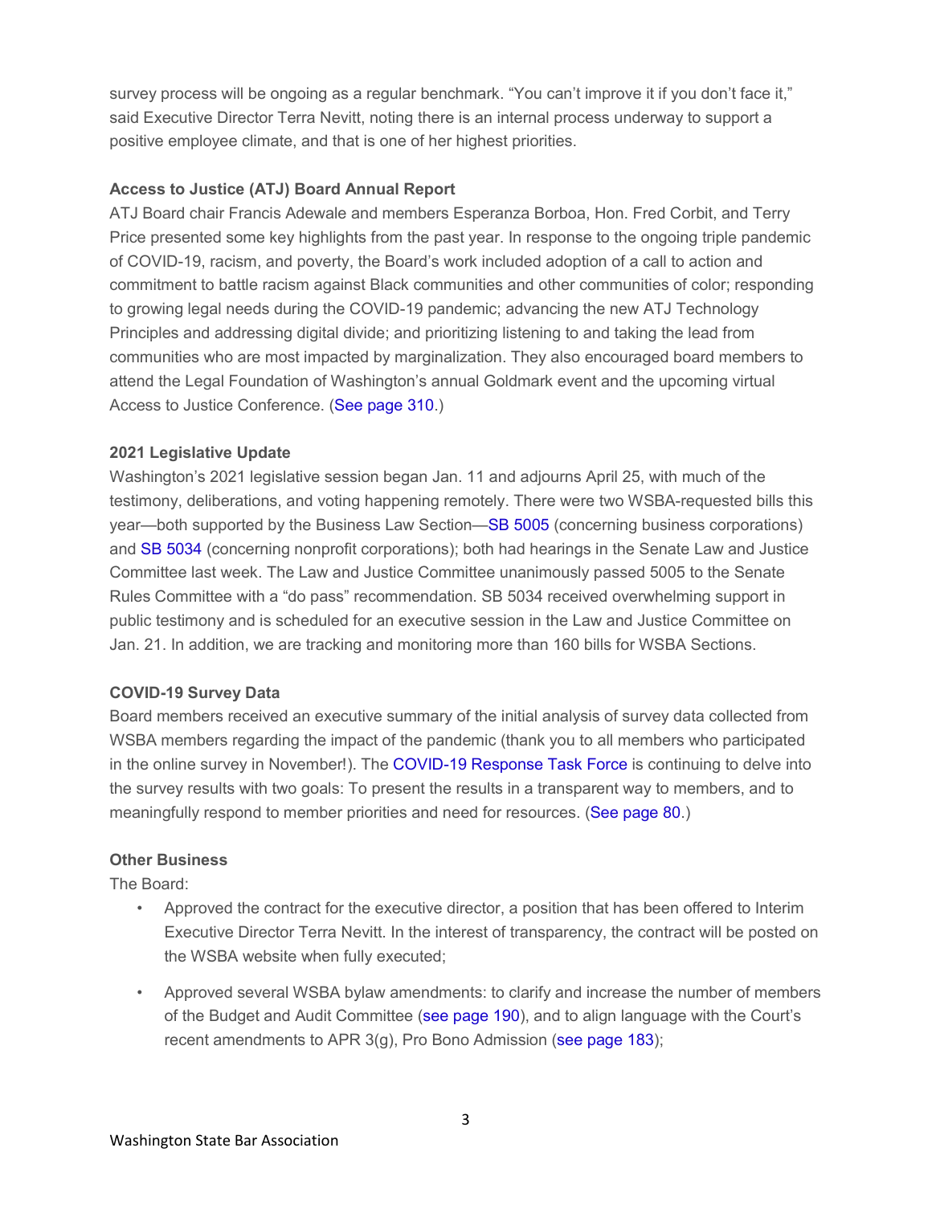survey process will be ongoing as a regular benchmark. “You can’t improve it if you don’t face it,” said Executive Director Terra Nevitt, noting there is an internal process underway to support a positive employee climate, and that is one of her highest priorities.

**Access to Justice (ATJ) Board Annual Report**

ATJ Board chair Francis Adewale and members Esperanza Borboa, Hon. Fred Corbit, and Terry Price presented some key highlights from the past year. In response to the ongoing triple pandemic of COVID-19, racism, and poverty, the Board’s work included adoption of a call to action and commitment to battle racism against Black communities and other communities of color; responding to growing legal needs during the COVID-19 pandemic; advancing the new ATJ Technology Principles and addressing digital divide; and prioritizing listening to and taking the lead from communities who are most impacted by marginalization. They also encouraged board members to attend the Legal Foundation of Washington’s annual Goldmark event and the upcoming virtual Access to Justice Conference. (See page 310.)

**2021 Legislative Update**

Washington’s 2021 legislative session began Jan. 11 and adjourns April 25, with much of the testimony, deliberations, and voting happening remotely. There were two WSBA-requested bills this year—both supported by the Business Law Section—SB 5005 (concerning business corporations) and SB 5034 (concerning nonprofit corporations); both had hearings in the Senate Law and Justice Committee last week. The Law and Justice Committee unanimously passed 5005 to the Senate Rules Committee with a “do pass” recommendation. SB 5034 received overwhelming support in public testimony and is scheduled for an executive session in the Law and Justice Committee on Jan. 21. In addition, we are tracking and monitoring more than 160 bills for WSBA Sections.

**COVID-19 Survey Data**

Board members received an executive summary of the initial analysis of survey data collected from WSBA members regarding the impact of the pandemic (thank you to all members who participated in the online survey in November!). The COVID-19 Response Task Force is continuing to delve into the survey results with two goals: To present the results in a transparent way to members, and to meaningfully respond to member priorities and need for resources. (See page 80.)

**Other Business**

The Board:

- Approved the contract for the executive director, a position that has been offered to Interim Executive Director Terra Nevitt. In the interest of transparency, the contract will be posted on the WSBA website when fully executed;
- Approved several WSBA bylaw amendments: to clarify and increase the number of members of the Budget and Audit Committee (see page 190), and to align language with the Court’s recent amendments to APR 3(g), Pro Bono Admission (see page 183);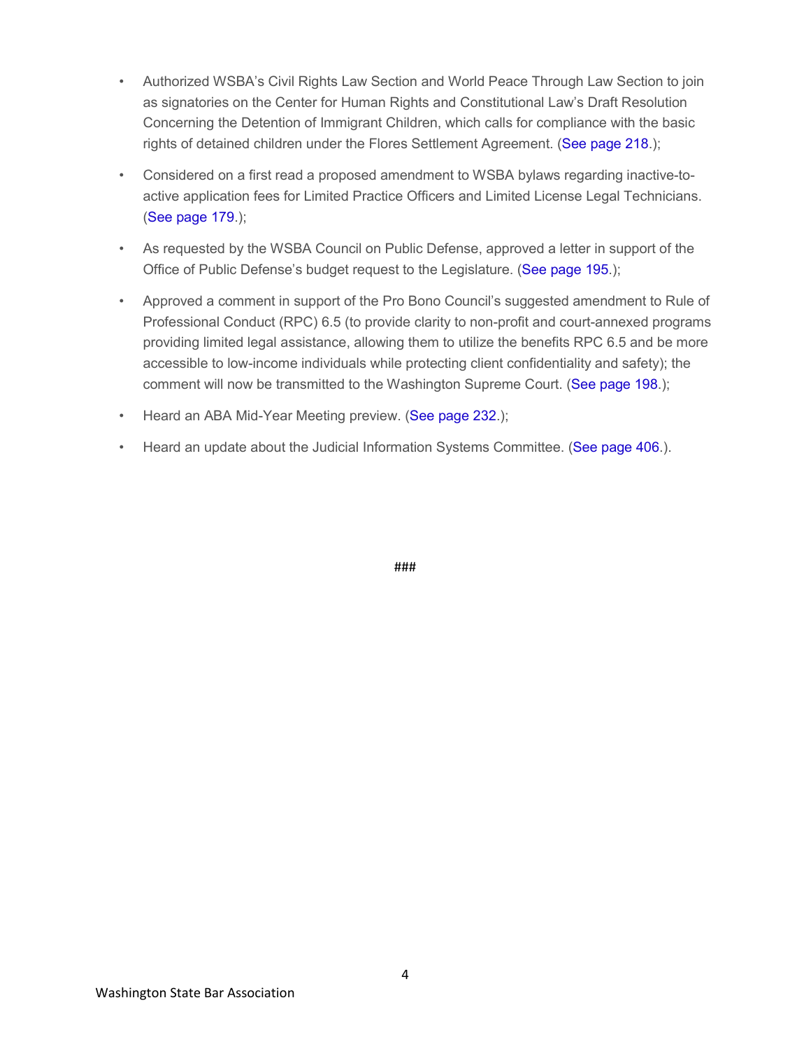- Authorized WSBA's Civil Rights Law Section and World Peace Through Law Section to join as signatories on the Center for Human Rights and Constitutional Law's Draft Resolution Concerning the Detention of Immigrant Children, which calls for compliance with the basic rights of detained children under the Flores Settlement Agreement. (See page 218.);

- Considered on a first read a proposed amendment to WSBA bylaws regarding inactive-to-active application fees for Limited Practice Officers and Limited License Legal Technicians. (See page 179.);

- As requested by the WSBA Council on Public Defense, approved a letter in support of the Office of Public Defense's budget request to the Legislature. (See page 195.);

- Approved a comment in support of the Pro Bono Council's suggested amendment to Rule of Professional Conduct (RPC) 6.5 (to provide clarity to non-profit and court-annexed programs providing limited legal assistance, allowing them to utilize the benefits RPC 6.5 and be more accessible to low-income individuals while protecting client confidentiality and safety); the comment will now be transmitted to the Washington Supreme Court. (See page 198.);

- Heard an ABA Mid-Year Meeting preview. (See page 232.);

- Heard an update about the Judicial Information Systems Committee. (See page 406.).

###